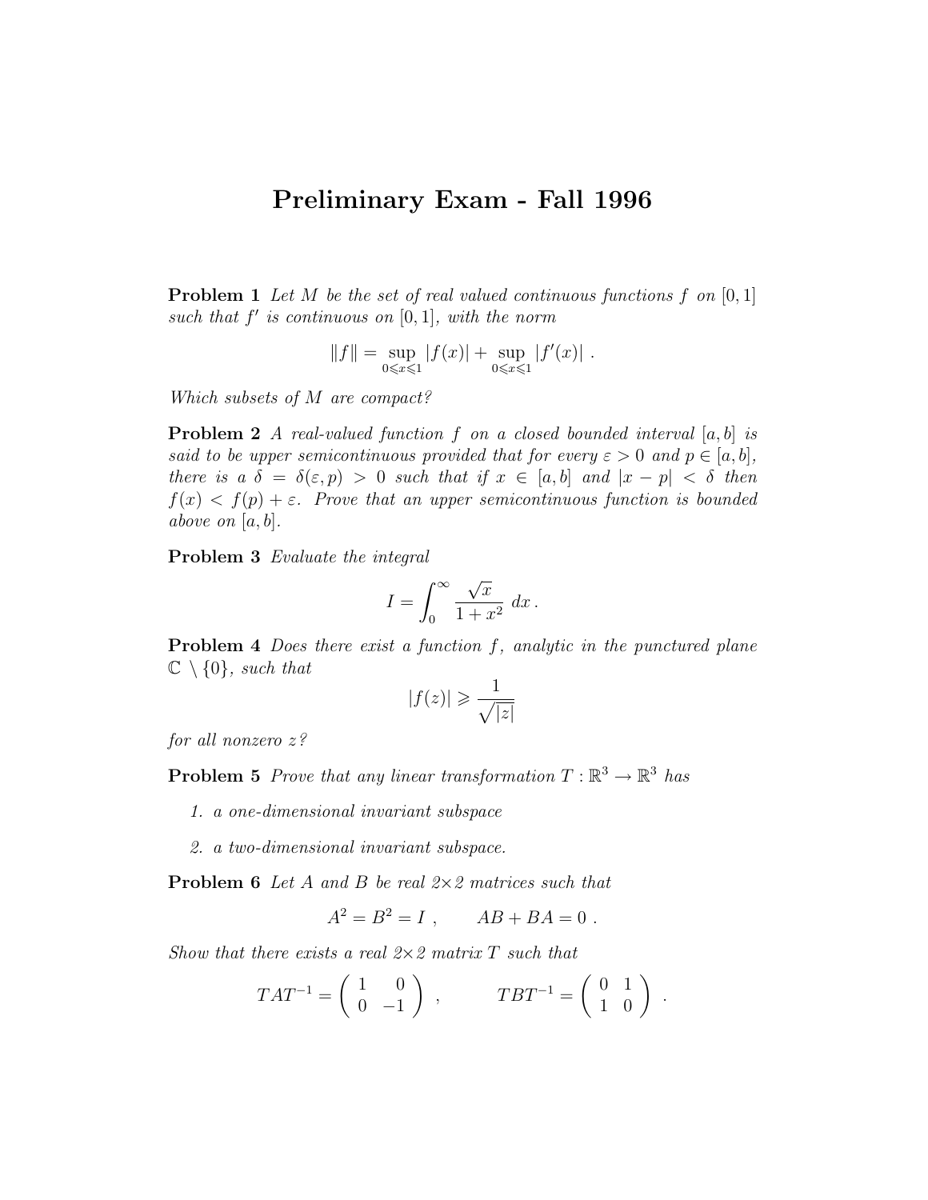# Preliminary Exam - Fall 1996

**Problem 1** *Let $M$ be the set of real valued continuous functions $f$ on $[0,1]$ such that $f'$ is continuous on $[0,1]$, with the norm*

$$\|f\| = \sup_{0 \leqslant x \leqslant 1} |f(x)| + \sup_{0 \leqslant x \leqslant 1} |f'(x)| \ .$$

*Which subsets of $M$ are compact?*

**Problem 2** *A real-valued function $f$ on a closed bounded interval $[a,b]$ is said to be upper semicontinuous provided that for every $\varepsilon > 0$ and $p \in [a,b]$, there is a $\delta = \delta(\varepsilon, p) > 0$ such that if $x \in [a,b]$ and $|x - p| < \delta$ then $f(x) < f(p) + \varepsilon$. Prove that an upper semicontinuous function is bounded above on $[a,b]$.*

**Problem 3** *Evaluate the integral*

$$I = \int_0^\infty \frac{\sqrt{x}}{1 + x^2} \ dx \ .$$

**Problem 4** *Does there exist a function $f$, analytic in the punctured plane $\mathbb{C} \setminus \{0\}$, such that*

$$|f(z)| \geqslant \frac{1}{\sqrt{|z|}}$$

*for all nonzero $z$?*

**Problem 5** *Prove that any linear transformation $T : \mathbb{R}^3 \to \mathbb{R}^3$ has*

1. *a one-dimensional invariant subspace*
2. *a two-dimensional invariant subspace.*

**Problem 6** *Let $A$ and $B$ be real $2 \times 2$ matrices such that*

$$A^2 = B^2 = I \ , \qquad AB + BA = 0 \ .$$

*Show that there exists a real $2 \times 2$ matrix $T$ such that*

$$TAT^{-1} = \begin{pmatrix} 1 & 0 \\ 0 & -1 \end{pmatrix} \ , \qquad TBT^{-1} = \begin{pmatrix} 0 & 1 \\ 1 & 0 \end{pmatrix} \ .$$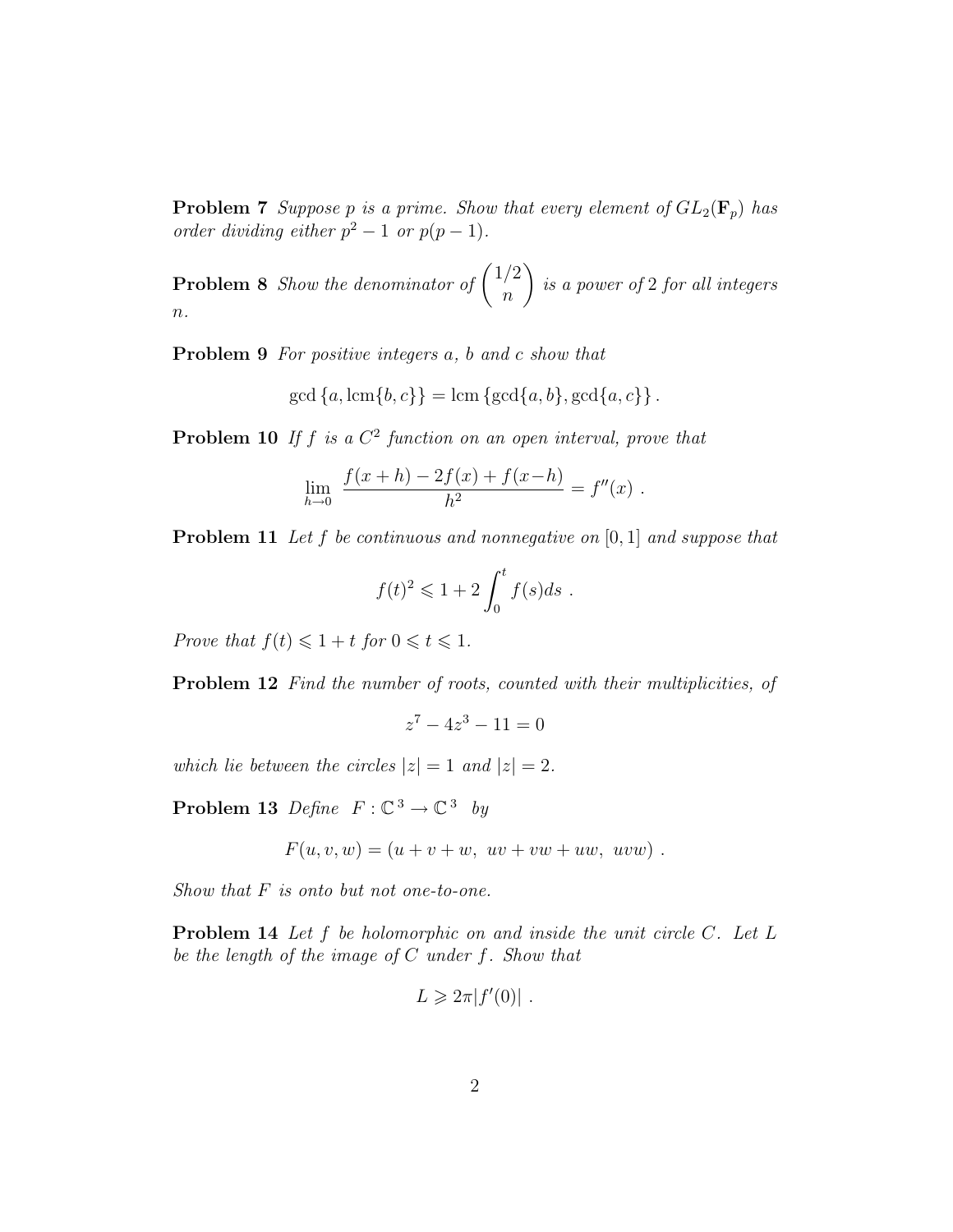**Problem 7** *Suppose $p$ is a prime. Show that every element of $GL_2(\mathbf{F}_p)$ has order dividing either $p^2-1$ or $p(p-1)$.*

**Problem 8** *Show the denominator of $\binom{1/2}{n}$ is a power of 2 for all integers $n$.*

**Problem 9** *For positive integers $a$, $b$ and $c$ show that*

$$\gcd\{a, \operatorname{lcm}\{b,c\}\} = \operatorname{lcm}\{\gcd\{a,b\}, \gcd\{a,c\}\}.$$

**Problem 10** *If $f$ is a $C^2$ function on an open interval, prove that*

$$\lim_{h\to 0} \frac{f(x+h) - 2f(x) + f(x-h)}{h^2} = f''(x)\ .$$

**Problem 11** *Let $f$ be continuous and nonnegative on $[0,1]$ and suppose that*

$$f(t)^2 \leqslant 1 + 2\int_0^t f(s)ds\ .$$

*Prove that $f(t) \leqslant 1+t$ for $0 \leqslant t \leqslant 1$.*

**Problem 12** *Find the number of roots, counted with their multiplicities, of*

$$z^7 - 4z^3 - 11 = 0$$

*which lie between the circles $|z| = 1$ and $|z| = 2$.*

**Problem 13** *Define $F : \mathbb{C}^3 \to \mathbb{C}^3$ by*

$$F(u,v,w) = (u+v+w,\ uv+vw+uw,\ uvw)\ .$$

*Show that $F$ is onto but not one-to-one.*

**Problem 14** *Let $f$ be holomorphic on and inside the unit circle $C$. Let $L$ be the length of the image of $C$ under $f$. Show that*

$$L \geqslant 2\pi|f'(0)|\ .$$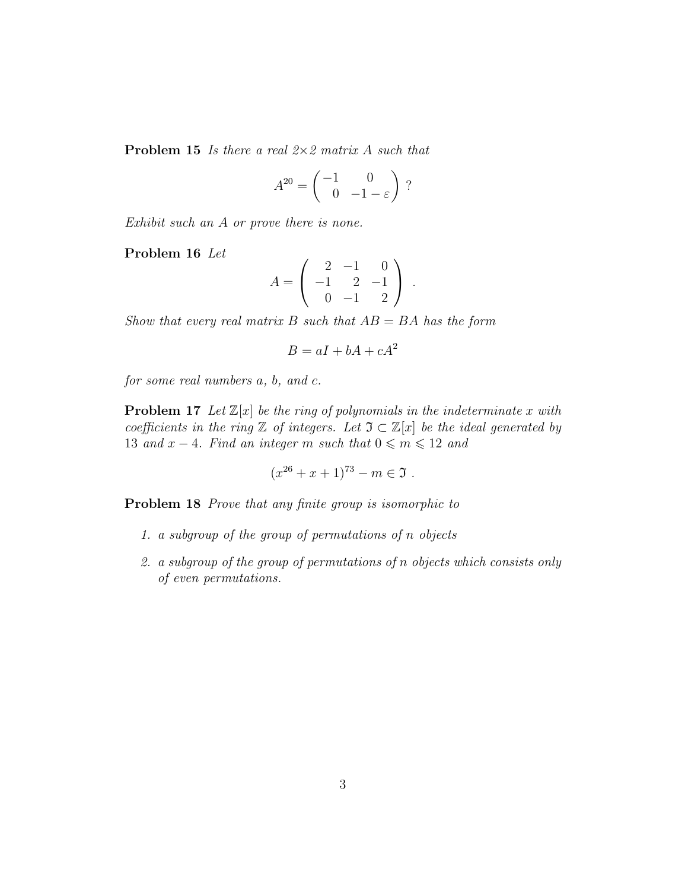**Problem 15** *Is there a real $2\times 2$ matrix $A$ such that*

$$A^{20} = \begin{pmatrix} -1 & 0 \\ 0 & -1-\varepsilon \end{pmatrix} \ ?$$

*Exhibit such an $A$ or prove there is none.*

**Problem 16** *Let*

$$A = \begin{pmatrix} 2 & -1 & 0 \\ -1 & 2 & -1 \\ 0 & -1 & 2 \end{pmatrix} \ .$$

*Show that every real matrix $B$ such that $AB = BA$ has the form*

$$B = aI + bA + cA^2$$

*for some real numbers a, b, and c.*

**Problem 17** *Let $\mathbb{Z}[x]$ be the ring of polynomials in the indeterminate $x$ with coefficients in the ring $\mathbb{Z}$ of integers. Let $\mathfrak{I} \subset \mathbb{Z}[x]$ be the ideal generated by 13 and $x - 4$. Find an integer $m$ such that $0 \leqslant m \leqslant 12$ and*

$$(x^{26} + x + 1)^{73} - m \in \mathfrak{I} \ .$$

**Problem 18** *Prove that any finite group is isomorphic to*

1. *a subgroup of the group of permutations of n objects*
2. *a subgroup of the group of permutations of n objects which consists only of even permutations.*